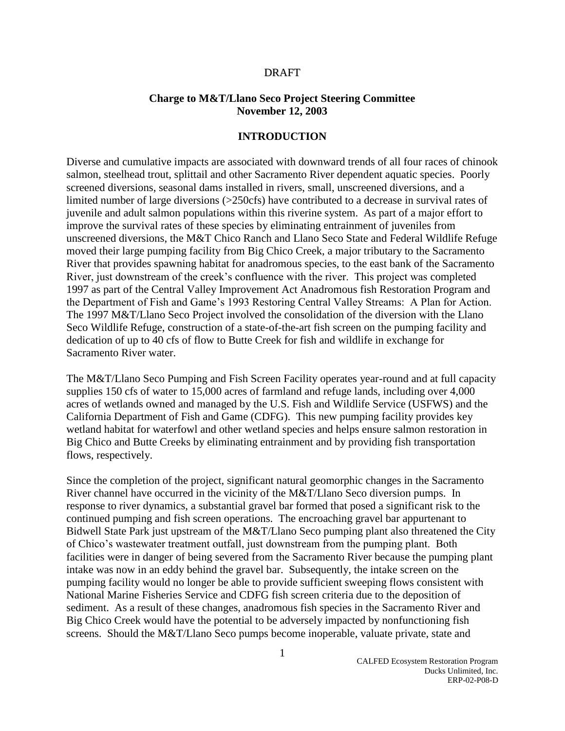DRAFT

**Charge to M&T/Llano Seco Project Steering Committee**
**November 12, 2003**

## INTRODUCTION

Diverse and cumulative impacts are associated with downward trends of all four races of chinook salmon, steelhead trout, splittail and other Sacramento River dependent aquatic species. Poorly screened diversions, seasonal dams installed in rivers, small, unscreened diversions, and a limited number of large diversions (>250cfs) have contributed to a decrease in survival rates of juvenile and adult salmon populations within this riverine system. As part of a major effort to improve the survival rates of these species by eliminating entrainment of juveniles from unscreened diversions, the M&T Chico Ranch and Llano Seco State and Federal Wildlife Refuge moved their large pumping facility from Big Chico Creek, a major tributary to the Sacramento River that provides spawning habitat for anadromous species, to the east bank of the Sacramento River, just downstream of the creek's confluence with the river. This project was completed 1997 as part of the Central Valley Improvement Act Anadromous fish Restoration Program and the Department of Fish and Game's 1993 Restoring Central Valley Streams: A Plan for Action. The 1997 M&T/Llano Seco Project involved the consolidation of the diversion with the Llano Seco Wildlife Refuge, construction of a state-of-the-art fish screen on the pumping facility and dedication of up to 40 cfs of flow to Butte Creek for fish and wildlife in exchange for Sacramento River water.

The M&T/Llano Seco Pumping and Fish Screen Facility operates year-round and at full capacity supplies 150 cfs of water to 15,000 acres of farmland and refuge lands, including over 4,000 acres of wetlands owned and managed by the U.S. Fish and Wildlife Service (USFWS) and the California Department of Fish and Game (CDFG). This new pumping facility provides key wetland habitat for waterfowl and other wetland species and helps ensure salmon restoration in Big Chico and Butte Creeks by eliminating entrainment and by providing fish transportation flows, respectively.

Since the completion of the project, significant natural geomorphic changes in the Sacramento River channel have occurred in the vicinity of the M&T/Llano Seco diversion pumps. In response to river dynamics, a substantial gravel bar formed that posed a significant risk to the continued pumping and fish screen operations. The encroaching gravel bar appurtenant to Bidwell State Park just upstream of the M&T/Llano Seco pumping plant also threatened the City of Chico's wastewater treatment outfall, just downstream from the pumping plant. Both facilities were in danger of being severed from the Sacramento River because the pumping plant intake was now in an eddy behind the gravel bar. Subsequently, the intake screen on the pumping facility would no longer be able to provide sufficient sweeping flows consistent with National Marine Fisheries Service and CDFG fish screen criteria due to the deposition of sediment. As a result of these changes, anadromous fish species in the Sacramento River and Big Chico Creek would have the potential to be adversely impacted by nonfunctioning fish screens. Should the M&T/Llano Seco pumps become inoperable, valuate private, state and

CALFED Ecosystem Restoration Program
Ducks Unlimited, Inc.
ERP-02-P08-D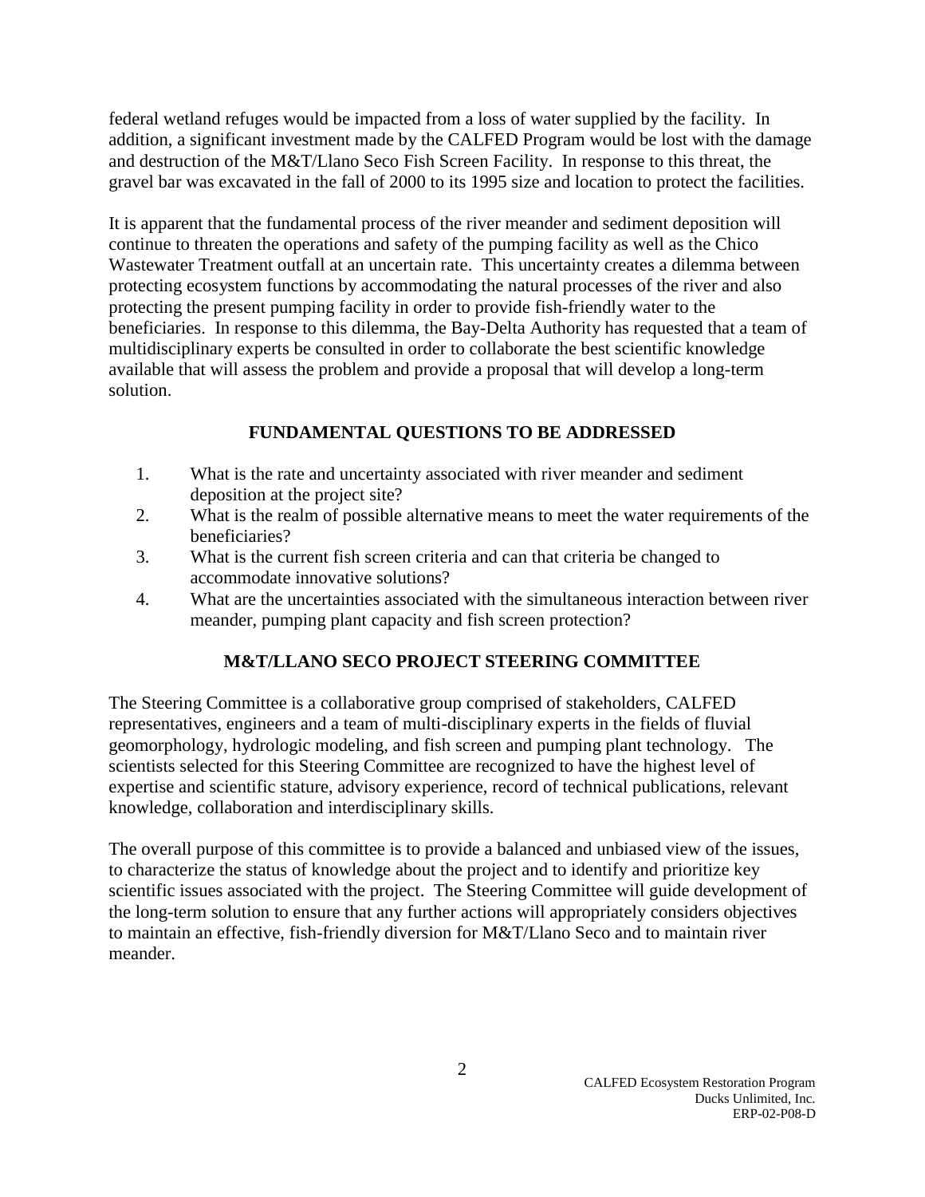federal wetland refuges would be impacted from a loss of water supplied by the facility. In addition, a significant investment made by the CALFED Program would be lost with the damage and destruction of the M&T/Llano Seco Fish Screen Facility. In response to this threat, the gravel bar was excavated in the fall of 2000 to its 1995 size and location to protect the facilities.

It is apparent that the fundamental process of the river meander and sediment deposition will continue to threaten the operations and safety of the pumping facility as well as the Chico Wastewater Treatment outfall at an uncertain rate. This uncertainty creates a dilemma between protecting ecosystem functions by accommodating the natural processes of the river and also protecting the present pumping facility in order to provide fish-friendly water to the beneficiaries. In response to this dilemma, the Bay-Delta Authority has requested that a team of multidisciplinary experts be consulted in order to collaborate the best scientific knowledge available that will assess the problem and provide a proposal that will develop a long-term solution.

## FUNDAMENTAL QUESTIONS TO BE ADDRESSED

1. What is the rate and uncertainty associated with river meander and sediment deposition at the project site?
2. What is the realm of possible alternative means to meet the water requirements of the beneficiaries?
3. What is the current fish screen criteria and can that criteria be changed to accommodate innovative solutions?
4. What are the uncertainties associated with the simultaneous interaction between river meander, pumping plant capacity and fish screen protection?

## M&T/LLANO SECO PROJECT STEERING COMMITTEE

The Steering Committee is a collaborative group comprised of stakeholders, CALFED representatives, engineers and a team of multi-disciplinary experts in the fields of fluvial geomorphology, hydrologic modeling, and fish screen and pumping plant technology. The scientists selected for this Steering Committee are recognized to have the highest level of expertise and scientific stature, advisory experience, record of technical publications, relevant knowledge, collaboration and interdisciplinary skills.

The overall purpose of this committee is to provide a balanced and unbiased view of the issues, to characterize the status of knowledge about the project and to identify and prioritize key scientific issues associated with the project. The Steering Committee will guide development of the long-term solution to ensure that any further actions will appropriately considers objectives to maintain an effective, fish-friendly diversion for M&T/Llano Seco and to maintain river meander.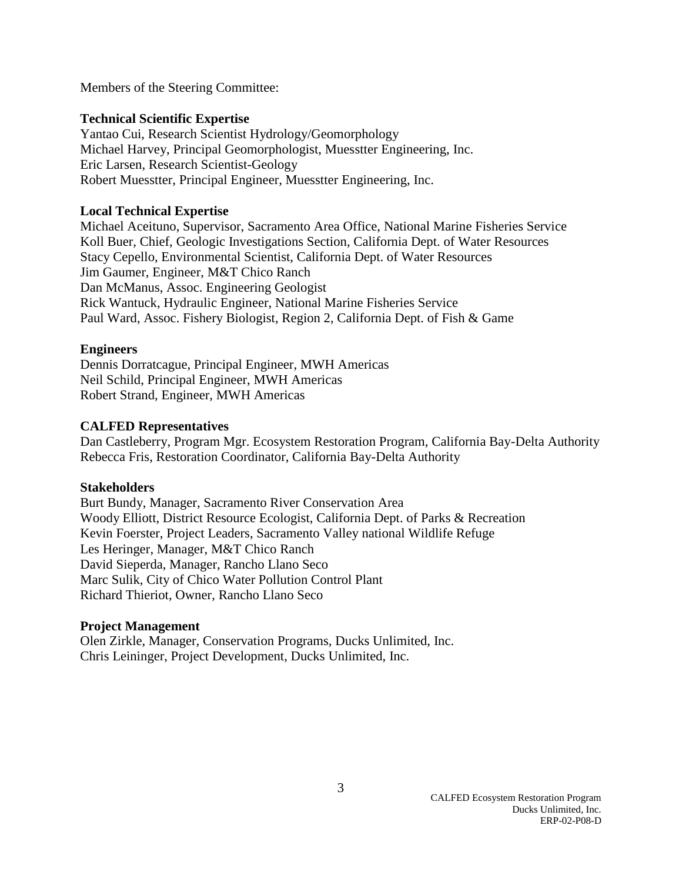Members of the Steering Committee:

**Technical Scientific Expertise**
Yantao Cui, Research Scientist Hydrology/Geomorphology
Michael Harvey, Principal Geomorphologist, Muesstter Engineering, Inc.
Eric Larsen, Research Scientist-Geology
Robert Muesstter, Principal Engineer, Muesstter Engineering, Inc.

**Local Technical Expertise**
Michael Aceituno, Supervisor, Sacramento Area Office, National Marine Fisheries Service
Koll Buer, Chief, Geologic Investigations Section, California Dept. of Water Resources
Stacy Cepello, Environmental Scientist, California Dept. of Water Resources
Jim Gaumer, Engineer, M&T Chico Ranch
Dan McManus, Assoc. Engineering Geologist
Rick Wantuck, Hydraulic Engineer, National Marine Fisheries Service
Paul Ward, Assoc. Fishery Biologist, Region 2, California Dept. of Fish & Game

**Engineers**
Dennis Dorratcague, Principal Engineer, MWH Americas
Neil Schild, Principal Engineer, MWH Americas
Robert Strand, Engineer, MWH Americas

**CALFED Representatives**
Dan Castleberry, Program Mgr. Ecosystem Restoration Program, California Bay-Delta Authority
Rebecca Fris, Restoration Coordinator, California Bay-Delta Authority

**Stakeholders**
Burt Bundy, Manager, Sacramento River Conservation Area
Woody Elliott, District Resource Ecologist, California Dept. of Parks & Recreation
Kevin Foerster, Project Leaders, Sacramento Valley national Wildlife Refuge
Les Heringer, Manager, M&T Chico Ranch
David Sieperda, Manager, Rancho Llano Seco
Marc Sulik, City of Chico Water Pollution Control Plant
Richard Thieriot, Owner, Rancho Llano Seco

**Project Management**
Olen Zirkle, Manager, Conservation Programs, Ducks Unlimited, Inc.
Chris Leininger, Project Development, Ducks Unlimited, Inc.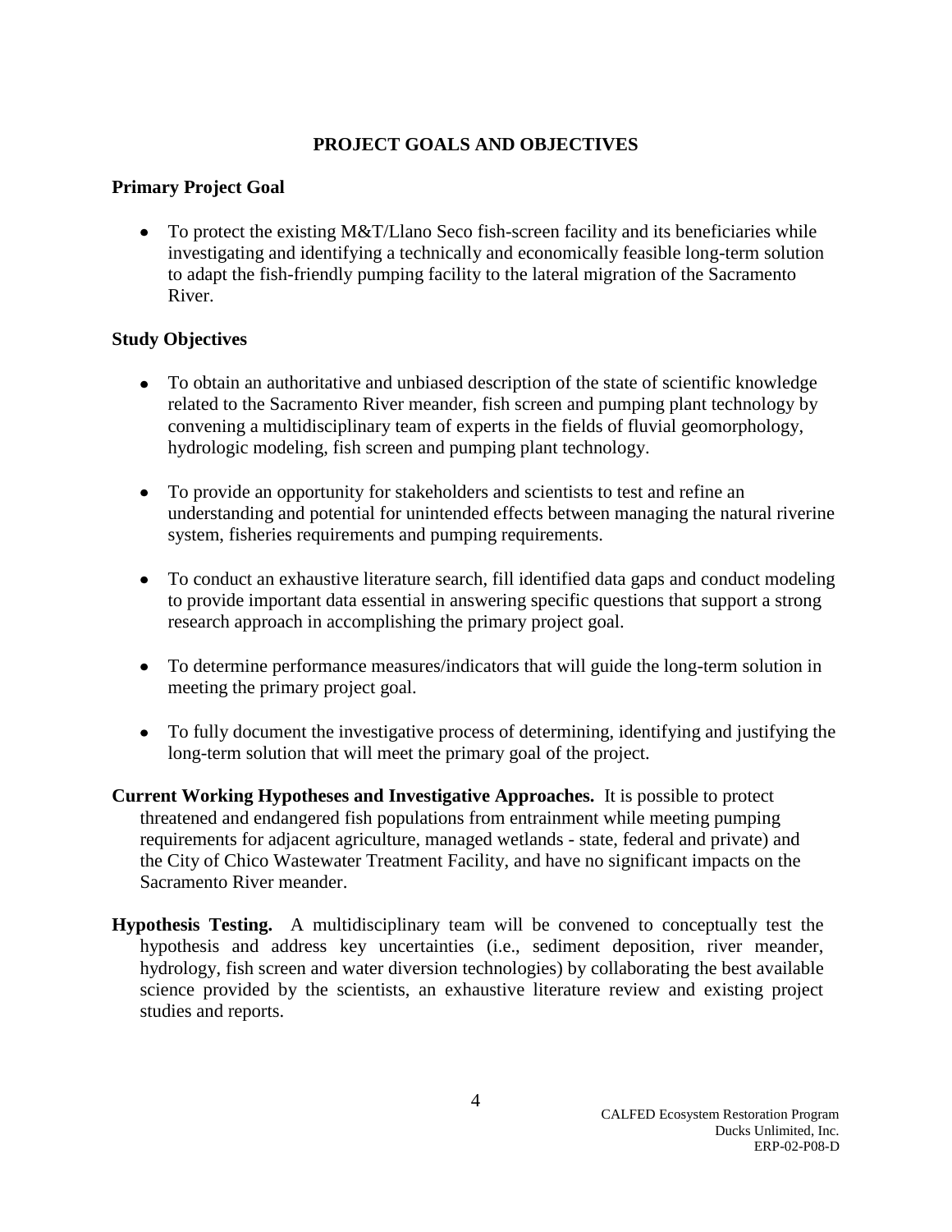# PROJECT GOALS AND OBJECTIVES

## Primary Project Goal

- To protect the existing M&T/Llano Seco fish-screen facility and its beneficiaries while investigating and identifying a technically and economically feasible long-term solution to adapt the fish-friendly pumping facility to the lateral migration of the Sacramento River.

## Study Objectives

- To obtain an authoritative and unbiased description of the state of scientific knowledge related to the Sacramento River meander, fish screen and pumping plant technology by convening a multidisciplinary team of experts in the fields of fluvial geomorphology, hydrologic modeling, fish screen and pumping plant technology.

- To provide an opportunity for stakeholders and scientists to test and refine an understanding and potential for unintended effects between managing the natural riverine system, fisheries requirements and pumping requirements.

- To conduct an exhaustive literature search, fill identified data gaps and conduct modeling to provide important data essential in answering specific questions that support a strong research approach in accomplishing the primary project goal.

- To determine performance measures/indicators that will guide the long-term solution in meeting the primary project goal.

- To fully document the investigative process of determining, identifying and justifying the long-term solution that will meet the primary goal of the project.

**Current Working Hypotheses and Investigative Approaches.** It is possible to protect threatened and endangered fish populations from entrainment while meeting pumping requirements for adjacent agriculture, managed wetlands - state, federal and private) and the City of Chico Wastewater Treatment Facility, and have no significant impacts on the Sacramento River meander.

**Hypothesis Testing.** A multidisciplinary team will be convened to conceptually test the hypothesis and address key uncertainties (i.e., sediment deposition, river meander, hydrology, fish screen and water diversion technologies) by collaborating the best available science provided by the scientists, an exhaustive literature review and existing project studies and reports.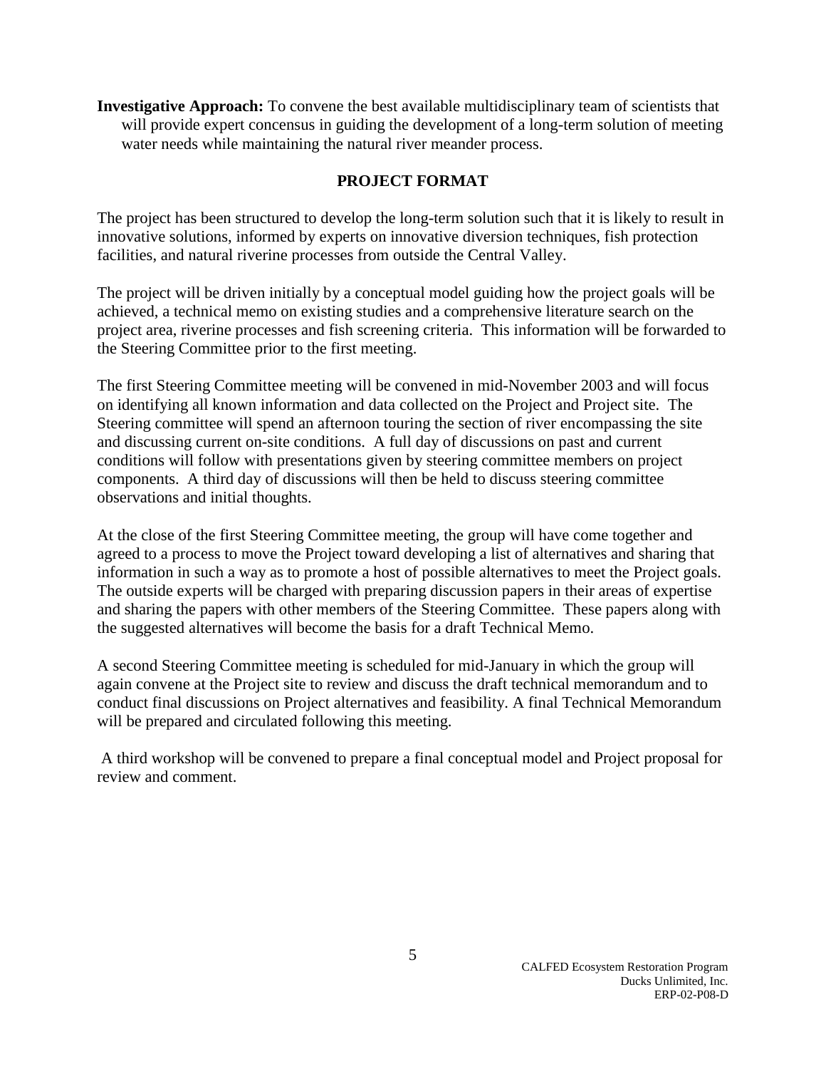**Investigative Approach:** To convene the best available multidisciplinary team of scientists that will provide expert concensus in guiding the development of a long-term solution of meeting water needs while maintaining the natural river meander process.

## PROJECT FORMAT

The project has been structured to develop the long-term solution such that it is likely to result in innovative solutions, informed by experts on innovative diversion techniques, fish protection facilities, and natural riverine processes from outside the Central Valley.

The project will be driven initially by a conceptual model guiding how the project goals will be achieved, a technical memo on existing studies and a comprehensive literature search on the project area, riverine processes and fish screening criteria. This information will be forwarded to the Steering Committee prior to the first meeting.

The first Steering Committee meeting will be convened in mid-November 2003 and will focus on identifying all known information and data collected on the Project and Project site. The Steering committee will spend an afternoon touring the section of river encompassing the site and discussing current on-site conditions. A full day of discussions on past and current conditions will follow with presentations given by steering committee members on project components. A third day of discussions will then be held to discuss steering committee observations and initial thoughts.

At the close of the first Steering Committee meeting, the group will have come together and agreed to a process to move the Project toward developing a list of alternatives and sharing that information in such a way as to promote a host of possible alternatives to meet the Project goals. The outside experts will be charged with preparing discussion papers in their areas of expertise and sharing the papers with other members of the Steering Committee. These papers along with the suggested alternatives will become the basis for a draft Technical Memo.

A second Steering Committee meeting is scheduled for mid-January in which the group will again convene at the Project site to review and discuss the draft technical memorandum and to conduct final discussions on Project alternatives and feasibility. A final Technical Memorandum will be prepared and circulated following this meeting.

A third workshop will be convened to prepare a final conceptual model and Project proposal for review and comment.